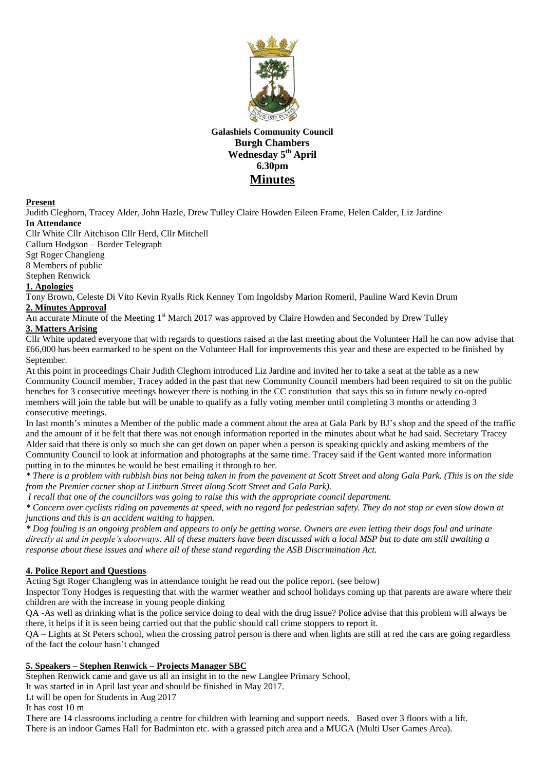**Galashiels Community Council**
**Burgh Chambers**
**Wednesday 5th April**
**6.30pm**

# Minutes

**Present**

Judith Cleghorn, Tracey Alder, John Hazle, Drew Tulley Claire Howden Eileen Frame, Helen Calder, Liz Jardine

**In Attendance**

Cllr White Cllr Aitchison Cllr Herd, Cllr Mitchell
Callum Hodgson – Border Telegraph
Sgt Roger Changleng
8 Members of public
Stephen Renwick

**1. Apologies**

Tony Brown, Celeste Di Vito Kevin Ryalls Rick Kenney Tom Ingoldsby Marion Romeril, Pauline Ward Kevin Drum

**2. Minutes Approval**

An accurate Minute of the Meeting 1st March 2017 was approved by Claire Howden and Seconded by Drew Tulley

**3. Matters Arising**

Cllr White updated everyone that with regards to questions raised at the last meeting about the Volunteer Hall he can now advise that £66,000 has been earmarked to be spent on the Volunteer Hall for improvements this year and these are expected to be finished by September.

At this point in proceedings Chair Judith Cleghorn introduced Liz Jardine and invited her to take a seat at the table as a new Community Council member, Tracey added in the past that new Community Council members had been required to sit on the public benches for 3 consecutive meetings however there is nothing in the CC constitution that says this so in future newly co-opted members will join the table but will be unable to qualify as a fully voting member until completing 3 months or attending 3 consecutive meetings.

In last month's minutes a Member of the public made a comment about the area at Gala Park by BJ's shop and the speed of the traffic and the amount of it he felt that there was not enough information reported in the minutes about what he had said. Secretary Tracey Alder said that there is only so much she can get down on paper when a person is speaking quickly and asking members of the Community Council to look at information and photographs at the same time. Tracey said if the Gent wanted more information putting in to the minutes he would be best emailing it through to her.

*\* There is a problem with rubbish bins not being taken in from the pavement at Scott Street and along Gala Park. (This is on the side from the Premier corner shop at Lintburn Street along Scott Street and Gala Park).*

*I recall that one of the councillors was going to raise this with the appropriate council department.*

*\* Concern over cyclists riding on pavements at speed, with no regard for pedestrian safety. They do not stop or even slow down at junctions and this is an accident waiting to happen.*

*\* Dog fouling is an ongoing problem and appears to only be getting worse. Owners are even letting their dogs foul and urinate directly at and in people's doorways. All of these matters have been discussed with a local MSP but to date am still awaiting a response about these issues and where all of these stand regarding the ASB Discrimination Act.*

**4. Police Report and Questions**

Acting Sgt Roger Changleng was in attendance tonight he read out the police report. (see below)

Inspector Tony Hodges is requesting that with the warmer weather and school holidays coming up that parents are aware where their children are with the increase in young people dinking

QA -As well as drinking what is the police service doing to deal with the drug issue? Police advise that this problem will always be there, it helps if it is seen being carried out that the public should call crime stoppers to report it.

QA – Lights at St Peters school, when the crossing patrol person is there and when lights are still at red the cars are going regardless of the fact the colour hasn't changed

**5. Speakers – Stephen Renwick – Projects Manager SBC**

Stephen Renwick came and gave us all an insight in to the new Langlee Primary School,
It was started in in April last year and should be finished in May 2017.
Lt will be open for Students in Aug 2017
It has cost 10 m
There are 14 classrooms including a centre for children with learning and support needs. Based over 3 floors with a lift.
There is an indoor Games Hall for Badminton etc. with a grassed pitch area and a MUGA (Multi User Games Area).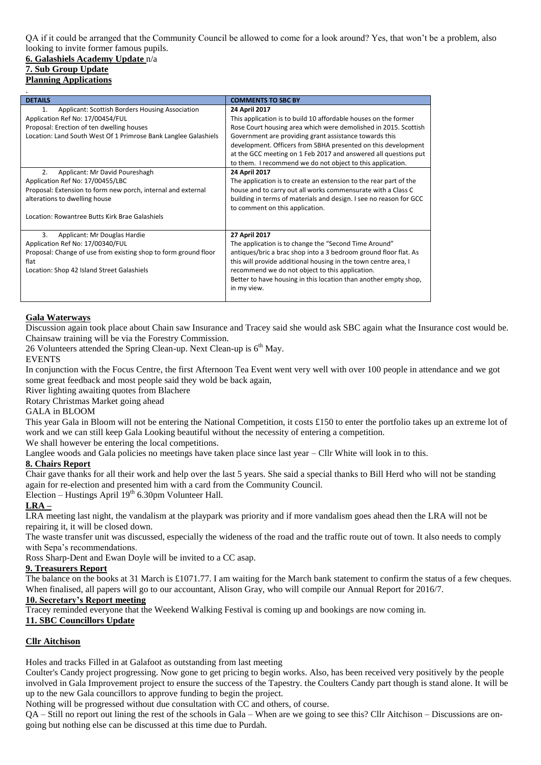QA if it could be arranged that the Community Council be allowed to come for a look around? Yes, that won't be a problem, also looking to invite former famous pupils.

**6. Galashiels Academy Update** n/a

**7. Sub Group Update**

**Planning Applications**

.

| DETAILS | COMMENTS TO SBC BY |
|---|---|
| 1. Applicant: Scottish Borders Housing Association<br>Application Ref No: 17/00454/FUL<br>Proposal: Erection of ten dwelling houses<br>Location: Land South West Of 1 Primrose Bank Langlee Galashiels | **24 April 2017**<br>This application is to build 10 affordable houses on the former Rose Court housing area which were demolished in 2015. Scottish Government are providing grant assistance towards this development. Officers from SBHA presented on this development at the GCC meeting on 1 Feb 2017 and answered all questions put to them. I recommend we do not object to this application. |
| 2. Applicant: Mr David Poureshagh<br>Application Ref No: 17/00455/LBC<br>Proposal: Extension to form new porch, internal and external alterations to dwelling house<br><br>Location: Rowantree Butts Kirk Brae Galashiels | **24 April 2017**<br>The application is to create an extension to the rear part of the house and to carry out all works commensurate with a Class C building in terms of materials and design. I see no reason for GCC to comment on this application. |
| 3. Applicant: Mr Douglas Hardie<br>Application Ref No: 17/00340/FUL<br>Proposal: Change of use from existing shop to form ground floor flat<br>Location: Shop 42 Island Street Galashiels | **27 April 2017**<br>The application is to change the "Second Time Around" antiques/bric a brac shop into a 3 bedroom ground floor flat. As this will provide additional housing in the town centre area, I recommend we do not object to this application.<br>Better to have housing in this location than another empty shop, in my view. |

**Gala Waterways**

Discussion again took place about Chain saw Insurance and Tracey said she would ask SBC again what the Insurance cost would be. Chainsaw training will be via the Forestry Commission.

26 Volunteers attended the Spring Clean-up. Next Clean-up is 6th May.

EVENTS

In conjunction with the Focus Centre, the first Afternoon Tea Event went very well with over 100 people in attendance and we got some great feedback and most people said they wold be back again,

River lighting awaiting quotes from Blachere

Rotary Christmas Market going ahead

GALA in BLOOM

This year Gala in Bloom will not be entering the National Competition, it costs £150 to enter the portfolio takes up an extreme lot of work and we can still keep Gala Looking beautiful without the necessity of entering a competition.

We shall however be entering the local competitions.

Langlee woods and Gala policies no meetings have taken place since last year – Cllr White will look in to this.

**8. Chairs Report**

Chair gave thanks for all their work and help over the last 5 years. She said a special thanks to Bill Herd who will not be standing again for re-election and presented him with a card from the Community Council.

Election – Hustings April 19th 6.30pm Volunteer Hall.

**LRA –**

LRA meeting last night, the vandalism at the playpark was priority and if more vandalism goes ahead then the LRA will not be repairing it, it will be closed down.

The waste transfer unit was discussed, especially the wideness of the road and the traffic route out of town. It also needs to comply with Sepa's recommendations.

Ross Sharp-Dent and Ewan Doyle will be invited to a CC asap.

**9. Treasurers Report**

The balance on the books at 31 March is £1071.77. I am waiting for the March bank statement to confirm the status of a few cheques. When finalised, all papers will go to our accountant, Alison Gray, who will compile our Annual Report for 2016/7.

**10. Secretary's Report meeting**

Tracey reminded everyone that the Weekend Walking Festival is coming up and bookings are now coming in.

**11. SBC Councillors Update**

**Cllr Aitchison**

Holes and tracks Filled in at Galafoot as outstanding from last meeting

Coulter's Candy project progressing. Now gone to get pricing to begin works. Also, has been received very positively by the people involved in Gala Improvement project to ensure the success of the Tapestry. the Coulters Candy part though is stand alone. It will be up to the new Gala councillors to approve funding to begin the project.

Nothing will be progressed without due consultation with CC and others, of course.

QA – Still no report out lining the rest of the schools in Gala – When are we going to see this? Cllr Aitchison – Discussions are on-going but nothing else can be discussed at this time due to Purdah.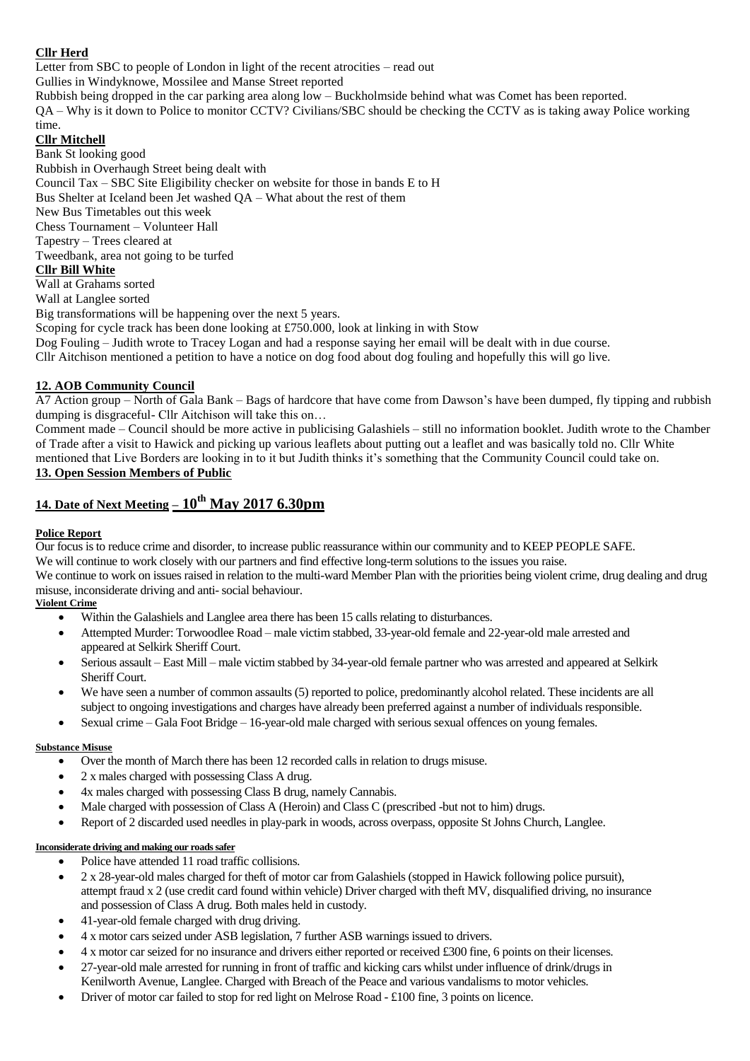**Cllr Herd**

Letter from SBC to people of London in light of the recent atrocities – read out

Gullies in Windyknowe, Mossilee and Manse Street reported

Rubbish being dropped in the car parking area along low – Buckholmside behind what was Comet has been reported.

QA – Why is it down to Police to monitor CCTV? Civilians/SBC should be checking the CCTV as is taking away Police working time.

**Cllr Mitchell**

Bank St looking good

Rubbish in Overhaugh Street being dealt with

Council Tax – SBC Site Eligibility checker on website for those in bands E to H

Bus Shelter at Iceland been Jet washed QA – What about the rest of them

New Bus Timetables out this week

Chess Tournament – Volunteer Hall

Tapestry – Trees cleared at

Tweedbank, area not going to be turfed

**Cllr Bill White**

Wall at Grahams sorted

Wall at Langlee sorted

Big transformations will be happening over the next 5 years.

Scoping for cycle track has been done looking at £750.000, look at linking in with Stow

Dog Fouling – Judith wrote to Tracey Logan and had a response saying her email will be dealt with in due course.

Cllr Aitchison mentioned a petition to have a notice on dog food about dog fouling and hopefully this will go live.

## 12. AOB Community Council

A7 Action group – North of Gala Bank – Bags of hardcore that have come from Dawson's have been dumped, fly tipping and rubbish dumping is disgraceful- Cllr Aitchison will take this on…

Comment made – Council should be more active in publicising Galashiels – still no information booklet. Judith wrote to the Chamber of Trade after a visit to Hawick and picking up various leaflets about putting out a leaflet and was basically told no. Cllr White mentioned that Live Borders are looking in to it but Judith thinks it's something that the Community Council could take on.

## 13. Open Session Members of Public

## 14. Date of Next Meeting – 10th May 2017 6.30pm

**Police Report**

Our focus is to reduce crime and disorder, to increase public reassurance within our community and to KEEP PEOPLE SAFE.

We will continue to work closely with our partners and find effective long-term solutions to the issues you raise.

We continue to work on issues raised in relation to the multi-ward Member Plan with the priorities being violent crime, drug dealing and drug misuse, inconsiderate driving and anti- social behaviour.

**Violent Crime**

- Within the Galashiels and Langlee area there has been 15 calls relating to disturbances.
- Attempted Murder: Torwoodlee Road – male victim stabbed, 33-year-old female and 22-year-old male arrested and appeared at Selkirk Sheriff Court.
- Serious assault – East Mill – male victim stabbed by 34-year-old female partner who was arrested and appeared at Selkirk Sheriff Court.
- We have seen a number of common assaults (5) reported to police, predominantly alcohol related. These incidents are all subject to ongoing investigations and charges have already been preferred against a number of individuals responsible.
- Sexual crime – Gala Foot Bridge – 16-year-old male charged with serious sexual offences on young females.

**Substance Misuse**

- Over the month of March there has been 12 recorded calls in relation to drugs misuse.
- 2 x males charged with possessing Class A drug.
- 4x males charged with possessing Class B drug, namely Cannabis.
- Male charged with possession of Class A (Heroin) and Class C (prescribed -but not to him) drugs.
- Report of 2 discarded used needles in play-park in woods, across overpass, opposite St Johns Church, Langlee.

**Inconsiderate driving and making our roads safer**

- Police have attended 11 road traffic collisions.
- 2 x 28-year-old males charged for theft of motor car from Galashiels (stopped in Hawick following police pursuit), attempt fraud x 2 (use credit card found within vehicle) Driver charged with theft MV, disqualified driving, no insurance and possession of Class A drug. Both males held in custody.
- 41-year-old female charged with drug driving.
- 4 x motor cars seized under ASB legislation, 7 further ASB warnings issued to drivers.
- 4 x motor car seized for no insurance and drivers either reported or received £300 fine, 6 points on their licenses.
- 27-year-old male arrested for running in front of traffic and kicking cars whilst under influence of drink/drugs in Kenilworth Avenue, Langlee. Charged with Breach of the Peace and various vandalisms to motor vehicles.
- Driver of motor car failed to stop for red light on Melrose Road - £100 fine, 3 points on licence.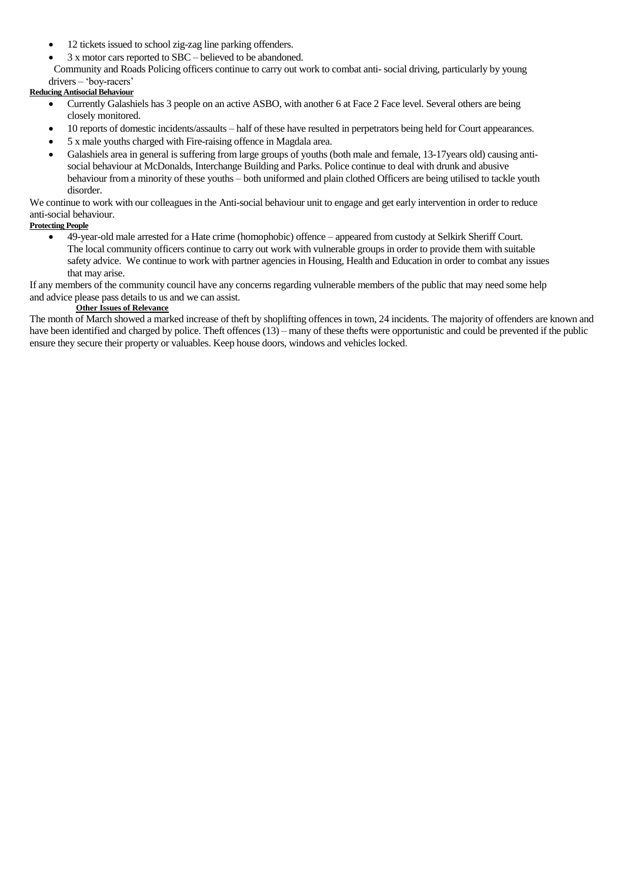- 12 tickets issued to school zig-zag line parking offenders.
- 3 x motor cars reported to SBC – believed to be abandoned.

Community and Roads Policing officers continue to carry out work to combat anti- social driving, particularly by young drivers – 'boy-racers'

**Reducing Antisocial Behaviour**

- Currently Galashiels has 3 people on an active ASBO, with another 6 at Face 2 Face level. Several others are being closely monitored.
- 10 reports of domestic incidents/assaults – half of these have resulted in perpetrators being held for Court appearances.
- 5 x male youths charged with Fire-raising offence in Magdala area.
- Galashiels area in general is suffering from large groups of youths (both male and female, 13-17years old) causing anti-social behaviour at McDonalds, Interchange Building and Parks. Police continue to deal with drunk and abusive behaviour from a minority of these youths – both uniformed and plain clothed Officers are being utilised to tackle youth disorder.

We continue to work with our colleagues in the Anti-social behaviour unit to engage and get early intervention in order to reduce anti-social behaviour.

**Protecting People**

- 49-year-old male arrested for a Hate crime (homophobic) offence – appeared from custody at Selkirk Sheriff Court. The local community officers continue to carry out work with vulnerable groups in order to provide them with suitable safety advice. We continue to work with partner agencies in Housing, Health and Education in order to combat any issues that may arise.

If any members of the community council have any concerns regarding vulnerable members of the public that may need some help and advice please pass details to us and we can assist.

**Other Issues of Relevance**

The month of March showed a marked increase of theft by shoplifting offences in town, 24 incidents. The majority of offenders are known and have been identified and charged by police. Theft offences (13) – many of these thefts were opportunistic and could be prevented if the public ensure they secure their property or valuables. Keep house doors, windows and vehicles locked.